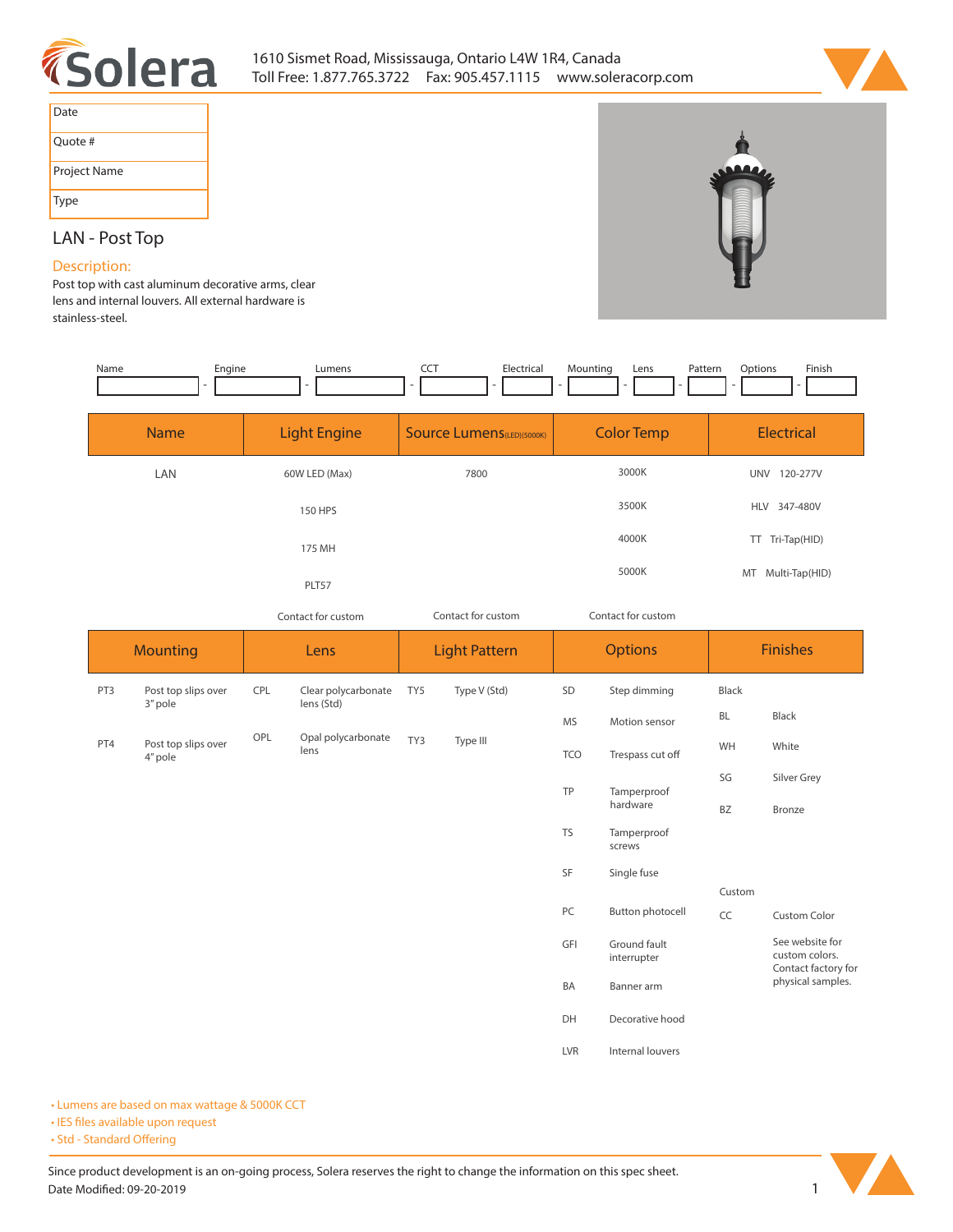**Solera**

1610 Sismet Road, Mississauga, Ontario L4W 1R4, Canada
Toll Free: 1.877.765.3722 Fax: 905.457.1115 www.soleracorp.com

| Date | |
|---|---|
| Quote # | |
| Project Name | |
| Type | |

## LAN - Post Top

### Description:

Post top with cast aluminum decorative arms, clear lens and internal louvers. All external hardware is stainless-steel.

| Name | Engine | Lumens | CCT | Electrical | Mounting | Lens | Pattern | Options | Finish |
|---|---|---|---|---|---|---|---|---|---|
| | | | | | | | | | |

| Name | Light Engine | Source Lumens(LED)(5000K) | Color Temp | Electrical |
|---|---|---|---|---|
| LAN | 60W LED (Max) | 7800 | 3000K | UNV 120-277V |
| | 150 HPS | | 3500K | HLV 347-480V |
| | 175 MH | | 4000K | TT Tri-Tap(HID) |
| | PLT57 | | 5000K | MT Multi-Tap(HID) |
| | Contact for custom | Contact for custom | Contact for custom | |

| Mounting | | Lens | | Light Pattern | | Options | | Finishes | |
|---|---|---|---|---|---|---|---|---|---|
| PT3 | Post top slips over 3" pole | CPL | Clear polycarbonate lens (Std) | TY5 | Type V (Std) | SD | Step dimming | Black | |
| PT4 | Post top slips over 4" pole | OPL | Opal polycarbonate lens | TY3 | Type III | MS | Motion sensor | BL | Black |
| | | | | | | TCO | Trespass cut off | WH | White |
| | | | | | | TP | Tamperproof hardware | SG | Silver Grey |
| | | | | | | TS | Tamperproof screws | BZ | Bronze |
| | | | | | | SF | Single fuse | Custom | |
| | | | | | | PC | Button photocell | CC | Custom Color |
| | | | | | | GFI | Ground fault interrupter | | See website for custom colors. Contact factory for physical samples. |
| | | | | | | BA | Banner arm | | |
| | | | | | | DH | Decorative hood | | |
| | | | | | | LVR | Internal louvers | | |

- Lumens are based on max wattage & 5000K CCT
- IES files available upon request
- Std - Standard Offering

Since product development is an on-going process, Solera reserves the right to change the information on this spec sheet.
Date Modified: 09-20-2019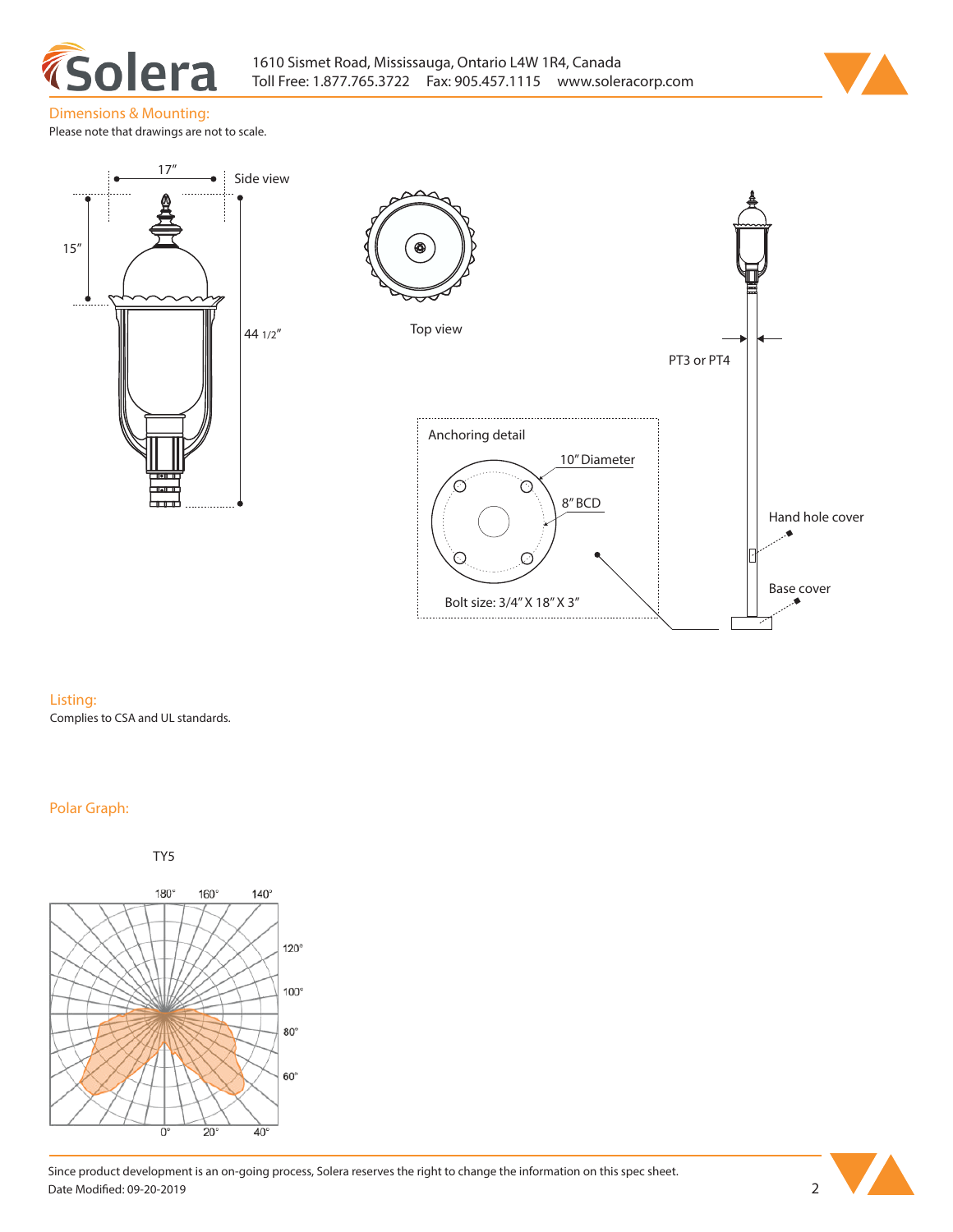1610 Sismet Road, Mississauga, Ontario L4W 1R4, Canada
Toll Free: 1.877.765.3722 Fax: 905.457.1115 www.soleracorp.com

## Dimensions & Mounting:

Please note that drawings are not to scale.

17″

Side view

15″

44 1/2″

Top view

PT3 or PT4

Anchoring detail

10″ Diameter

8″ BCD

Bolt size: 3/4″ X 18″ X 3″

Hand hole cover

Base cover

## Listing:

Complies to CSA and UL standards.

## Polar Graph:

TY5

180° 160° 140°

120°

100°

80°

60°

0° 20° 40°

Since product development is an on-going process, Solera reserves the right to change the information on this spec sheet.
Date Modified: 09-20-2019